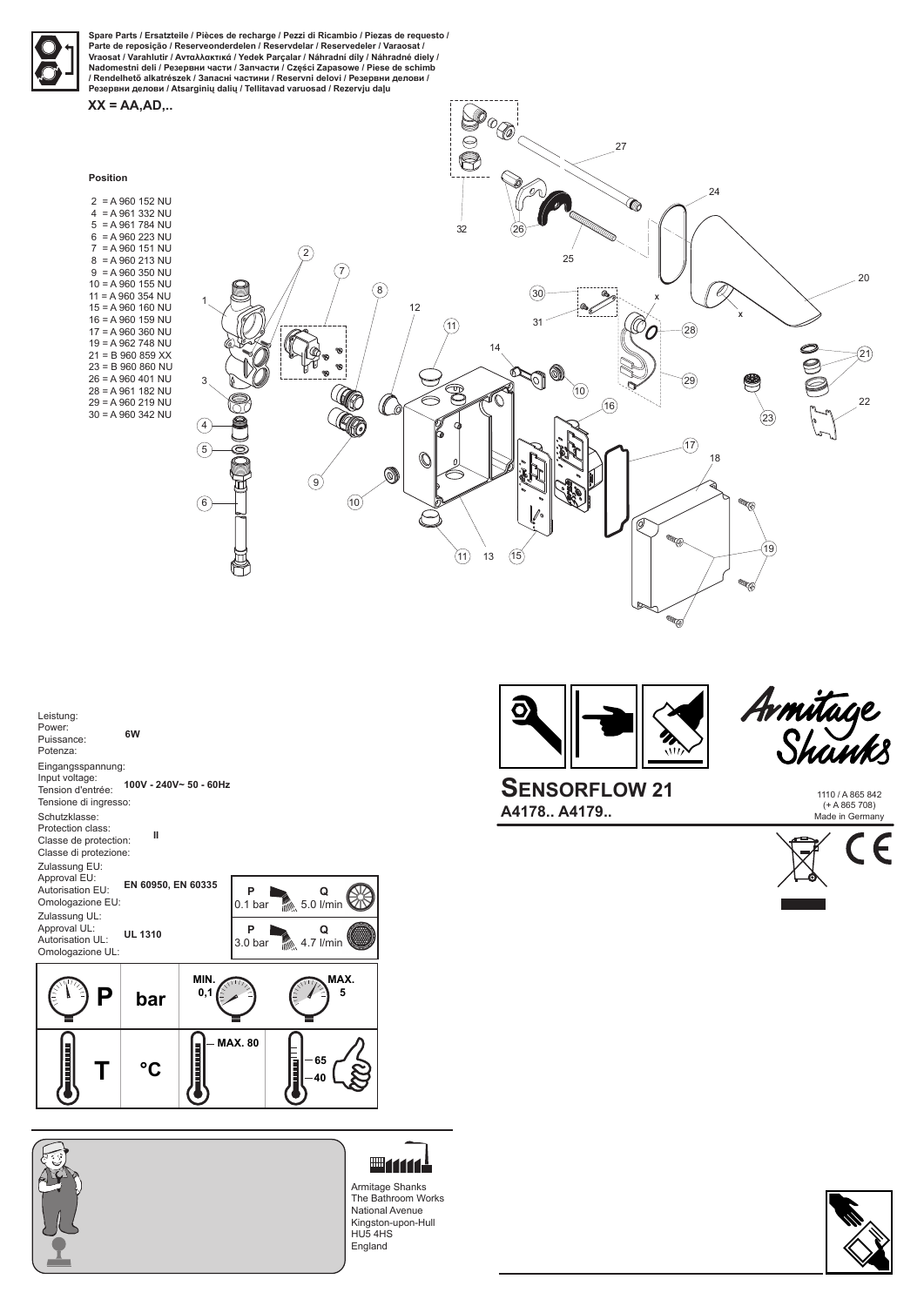Spare Parts / Ersatzteile / Pièces de recharge / Pezzi di Ricambio / Piezas de requesto / Parte de reposição / Reserveonderdelen / Reservdelar / Reservedeler / Varaosat / Vraosat / Varahlutir / Ανταλλακτικά / Yedek Parçalar / Náhradní díly / Náhradné diely / Nadomestni deli / Резервни части / Запчасти / Części Zapasowe / Piese de schimb / Rendelhető alkatrészek / Запасні частини / Reservni delovi / Резервни делови / Резервни делови / Atsarginių dalių / Tellitavad varuosad / Rezervju daļu

**XX = AA,AD,..**

**Position**

- 2 = A 960 152 NU
- 4 = A 961 332 NU
- 5 = A 961 784 NU
- 6 = A 960 223 NU
- 7 = A 960 151 NU
- 8 = A 960 213 NU
- 9 = A 960 350 NU
- 10 = A 960 155 NU
- 11 = A 960 354 NU
- 15 = A 960 160 NU
- 16 = A 960 159 NU
- 17 = A 960 360 NU
- 19 = A 962 748 NU
- 21 = B 960 859 XX
- 23 = B 960 860 NU
- 26 = A 960 401 NU
- 28 = A 961 182 NU
- 29 = A 960 219 NU
- 30 = A 960 342 NU

| | |
|---|---|
| Leistung: Power: Puissance: Potenza: | **6W** |
| Eingangsspannung: Input voltage: Tension d'entrée: Tensione di ingresso: | **100V - 240V~ 50 - 60Hz** |
| Schutzklasse: Protection class: Classe de protection: Classe di protezione: | **II** |
| Zulassung EU: Approval EU: Autorisation EU: Omologazione EU: | **EN 60950, EN 60335** |
| Zulassung UL: Approval UL: Autorisation UL: Omologazione UL: | **UL 1310** |

| P | Q |
|---|---|
| 0.1 bar | 5.0 l/min |
| 3.0 bar | 4.7 l/min |

| | | | |
|---|---|---|---|
| **P** | **bar** | **MIN. 0,1** | **MAX. 5** |
| **T** | **°C** | **MAX. 80** | **65 – 40** |

# SENSORFLOW 21

**A4178.. A4179..**

1110 / A 865 842 (+ A 865 708) Made in Germany

Armitage Shanks
The Bathroom Works
National Avenue
Kingston-upon-Hull
HU5 4HS
England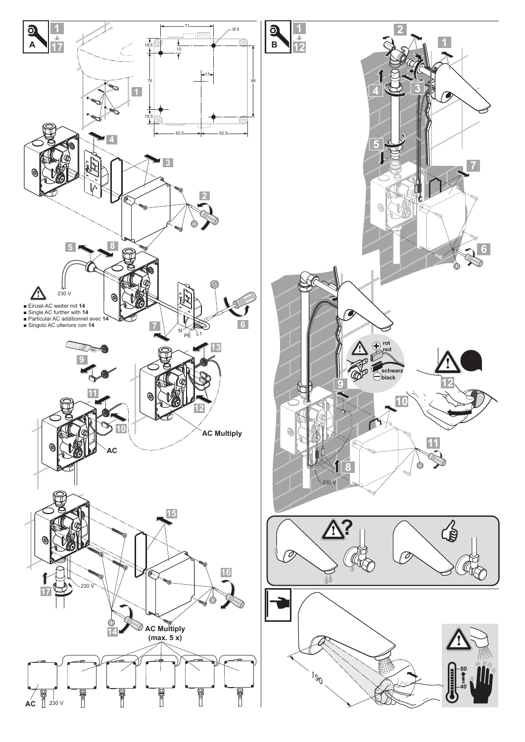A 1 → 17

71

Ø 6

19,5

10

17

76

96

19,5

62,5

62,5

1

4

3

2

5

8

230 V

- Einzel-AC weiter mit **14**
- Single AC further with **14**
- Particular AC additionnel avec **14**
- Singolo AC ulteriore con **14**

7

6

N

PE

L1

9

13

11

12

10

AC Multiply

AC

15

16

17

230 V

14

AC Multiply
(max. 5 x)

AC

230 V

B 1 → 12

2

1

4

3

5

7

6

rot
red

schwarz
black

9

12

10

11

8

230 V

190

80

40